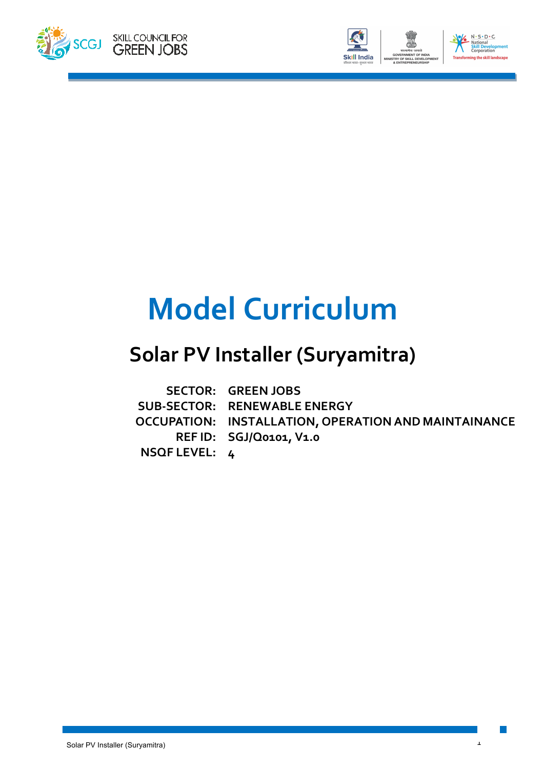SKILL COUNCIL FOR GREEN JOBS

# Model Curriculum

## Solar PV Installer (Suryamitra)

**SECTOR:** GREEN JOBS
**SUB-SECTOR:** RENEWABLE ENERGY
**OCCUPATION:** INSTALLATION, OPERATION AND MAINTAINANCE
**REF ID:** SGJ/Q0101, V1.0
**NSQF LEVEL:** 4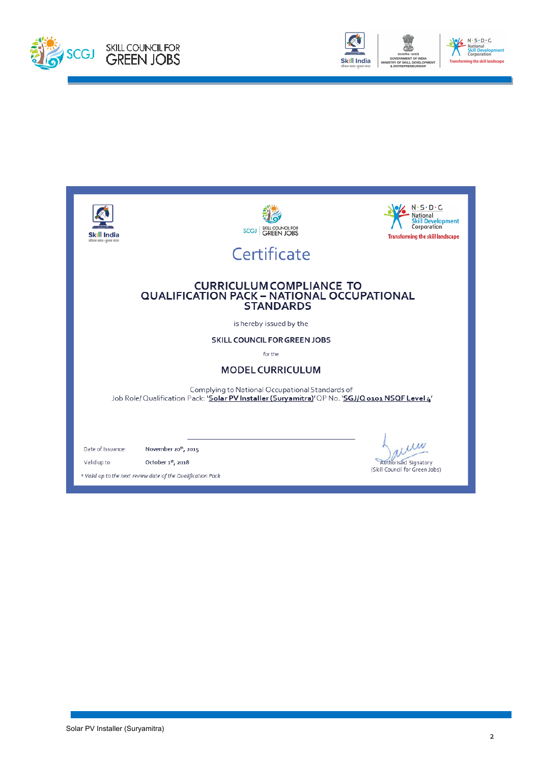# Certificate

## CURRICULUM COMPLIANCE TO QUALIFICATION PACK – NATIONAL OCCUPATIONAL STANDARDS

is hereby issued by the

**SKILL COUNCIL FOR GREEN JOBS**

for the

**MODEL CURRICULUM**

Complying to National Occupational Standards of
Job Role/ Qualification Pack: '**Solar PV Installer (Suryamitra)**' QP No. '**SGJ/Q 0101 NSQF Level 4**'

Date of Issuance: November 20th, 2015

Valid up to: October 1st, 2018

*\* Valid up to the next review date of the Qualification Pack*

Authorised Signatory
(Skill Council for Green Jobs)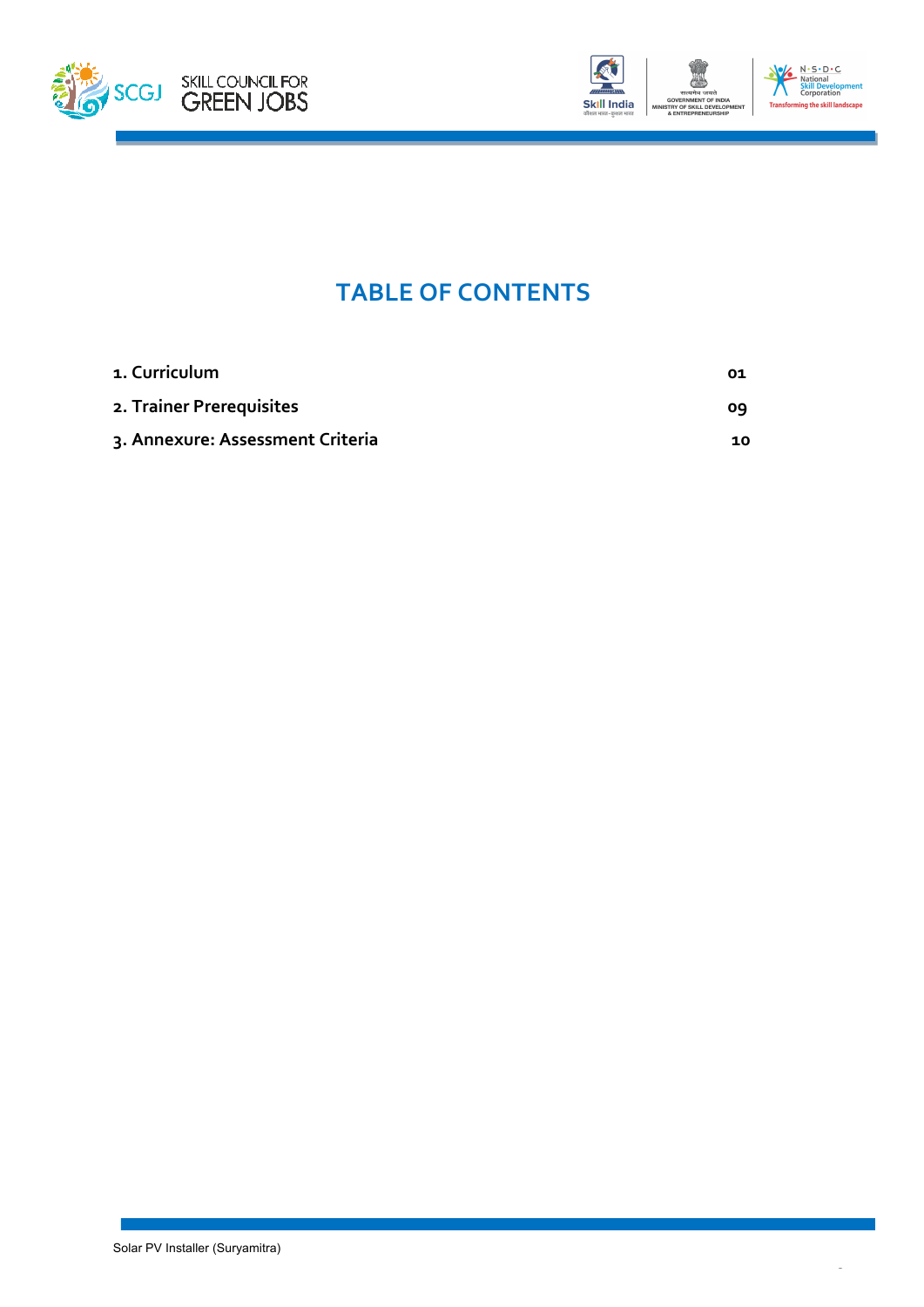# TABLE OF CONTENTS

| | |
|---|---|
| **1. Curriculum** | **01** |
| **2. Trainer Prerequisites** | **09** |
| **3. Annexure: Assessment Criteria** | **10** |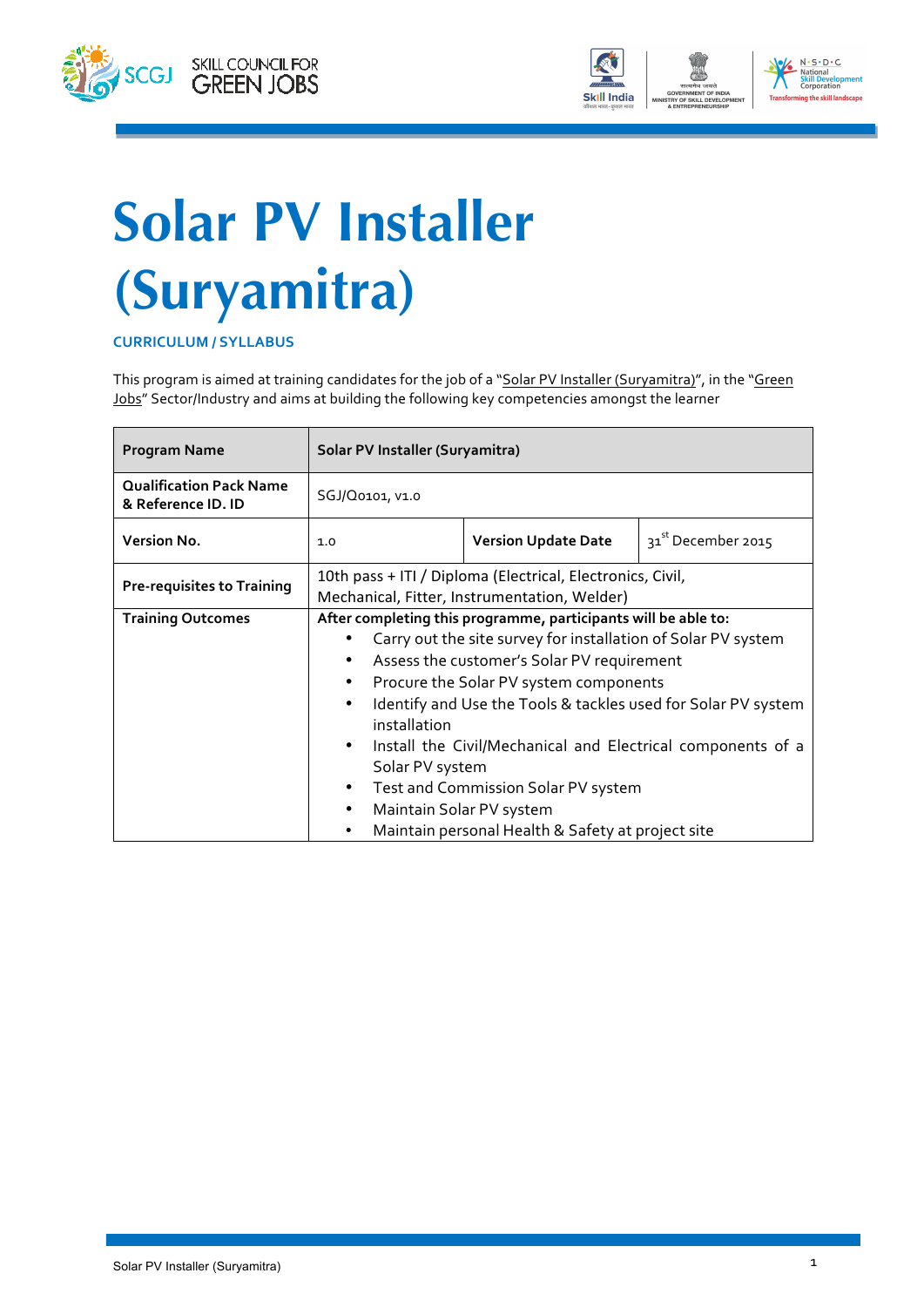# Solar PV Installer (Suryamitra)

**CURRICULUM / SYLLABUS**

This program is aimed at training candidates for the job of a "Solar PV Installer (Suryamitra)", in the "Green Jobs" Sector/Industry and aims at building the following key competencies amongst the learner

| **Program Name** | **Solar PV Installer (Suryamitra)** | | |
|---|---|---|---|
| **Qualification Pack Name & Reference ID. ID** | SGJ/Q0101, v1.0 | | |
| **Version No.** | 1.0 | **Version Update Date** | 31st December 2015 |
| **Pre-requisites to Training** | 10th pass + ITI / Diploma (Electrical, Electronics, Civil, Mechanical, Fitter, Instrumentation, Welder) | | |
| **Training Outcomes** | **After completing this programme, participants will be able to:**<br>• Carry out the site survey for installation of Solar PV system<br>• Assess the customer's Solar PV requirement<br>• Procure the Solar PV system components<br>• Identify and Use the Tools & tackles used for Solar PV system installation<br>• Install the Civil/Mechanical and Electrical components of a Solar PV system<br>• Test and Commission Solar PV system<br>• Maintain Solar PV system<br>• Maintain personal Health & Safety at project site | | |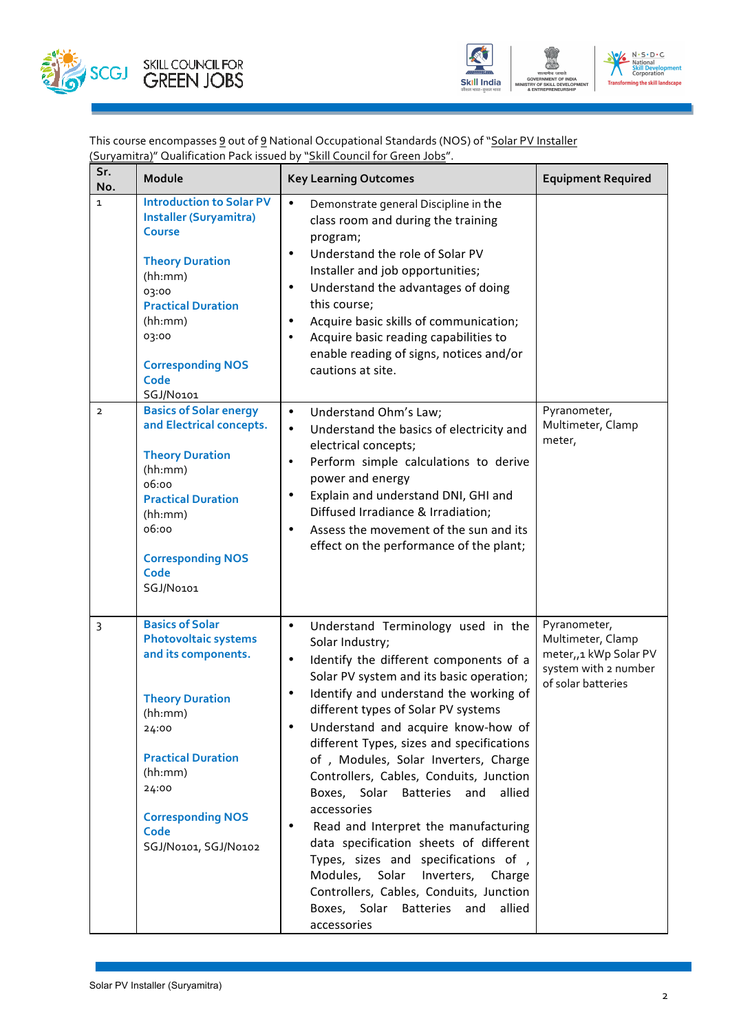This course encompasses 9 out of 9 National Occupational Standards (NOS) of "Solar PV Installer (Suryamitra)" Qualification Pack issued by "Skill Council for Green Jobs".

| Sr. No. | Module | Key Learning Outcomes | Equipment Required |
|---|---|---|---|
| 1 | **Introduction to Solar PV Installer (Suryamitra) Course**<br><br>**Theory Duration** (hh:mm) 03:00<br>**Practical Duration** (hh:mm) 03:00<br><br>**Corresponding NOS Code** SGJ/N0101 | • Demonstrate general Discipline in the class room and during the training program;<br>• Understand the role of Solar PV Installer and job opportunities;<br>• Understand the advantages of doing this course;<br>• Acquire basic skills of communication;<br>• Acquire basic reading capabilities to enable reading of signs, notices and/or cautions at site. | |
| 2 | **Basics of Solar energy and Electrical concepts.**<br><br>**Theory Duration** (hh:mm) 06:00<br>**Practical Duration** (hh:mm) 06:00<br><br>**Corresponding NOS Code** SGJ/N0101 | • Understand Ohm's Law;<br>• Understand the basics of electricity and electrical concepts;<br>• Perform simple calculations to derive power and energy<br>• Explain and understand DNI, GHI and Diffused Irradiance & Irradiation;<br>• Assess the movement of the sun and its effect on the performance of the plant; | Pyranometer, Multimeter, Clamp meter, |
| 3 | **Basics of Solar Photovoltaic systems and its components.**<br><br>**Theory Duration** (hh:mm) 24:00<br><br>**Practical Duration** (hh:mm) 24:00<br><br>**Corresponding NOS Code** SGJ/N0101, SGJ/N0102 | • Understand Terminology used in the Solar Industry;<br>• Identify the different components of a Solar PV system and its basic operation;<br>• Identify and understand the working of different types of Solar PV systems<br>• Understand and acquire know-how of different Types, sizes and specifications of , Modules, Solar Inverters, Charge Controllers, Cables, Conduits, Junction Boxes, Solar Batteries and allied accessories<br>• Read and Interpret the manufacturing data specification sheets of different Types, sizes and specifications of , Modules, Solar Inverters, Charge Controllers, Cables, Conduits, Junction Boxes, Solar Batteries and allied accessories | Pyranometer, Multimeter, Clamp meter,,1 kWp Solar PV system with 2 number of solar batteries |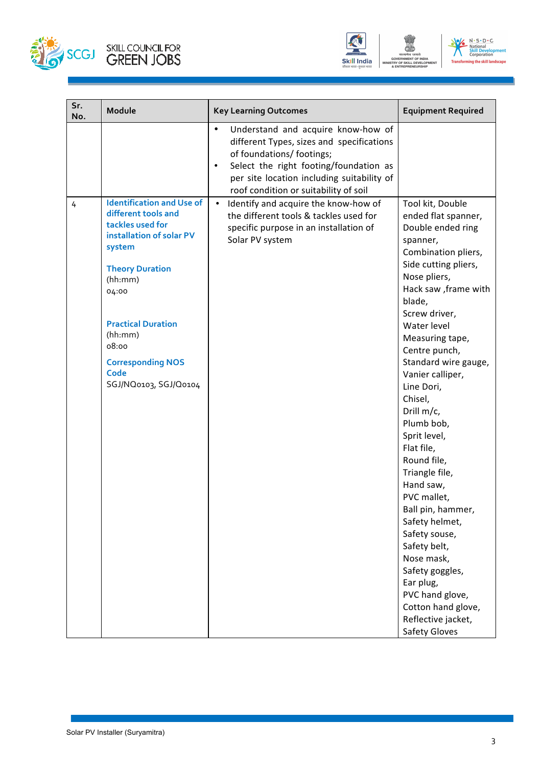| Sr. No. | Module | Key Learning Outcomes | Equipment Required |
|---|---|---|---|
| | | • Understand and acquire know-how of different Types, sizes and specifications of foundations/ footings;<br>• Select the right footing/foundation as per site location including suitability of roof condition or suitability of soil | |
| 4 | **Identification and Use of different tools and tackles used for installation of solar PV system**<br><br>**Theory Duration** (hh:mm)<br>04:00<br><br>**Practical Duration** (hh:mm)<br>08:00<br><br>**Corresponding NOS Code**<br>SGJ/NQ0103, SGJ/Q0104 | • Identify and acquire the know-how of the different tools & tackles used for specific purpose in an installation of Solar PV system | Tool kit, Double ended flat spanner, Double ended ring spanner, Combination pliers, Side cutting pliers, Nose pliers, Hack saw ,frame with blade, Screw driver, Water level Measuring tape, Centre punch, Standard wire gauge, Vanier calliper, Line Dori, Chisel, Drill m/c, Plumb bob, Sprit level, Flat file, Round file, Triangle file, Hand saw, PVC mallet, Ball pin, hammer, Safety helmet, Safety souse, Safety belt, Nose mask, Safety goggles, Ear plug, PVC hand glove, Cotton hand glove, Reflective jacket, Safety Gloves |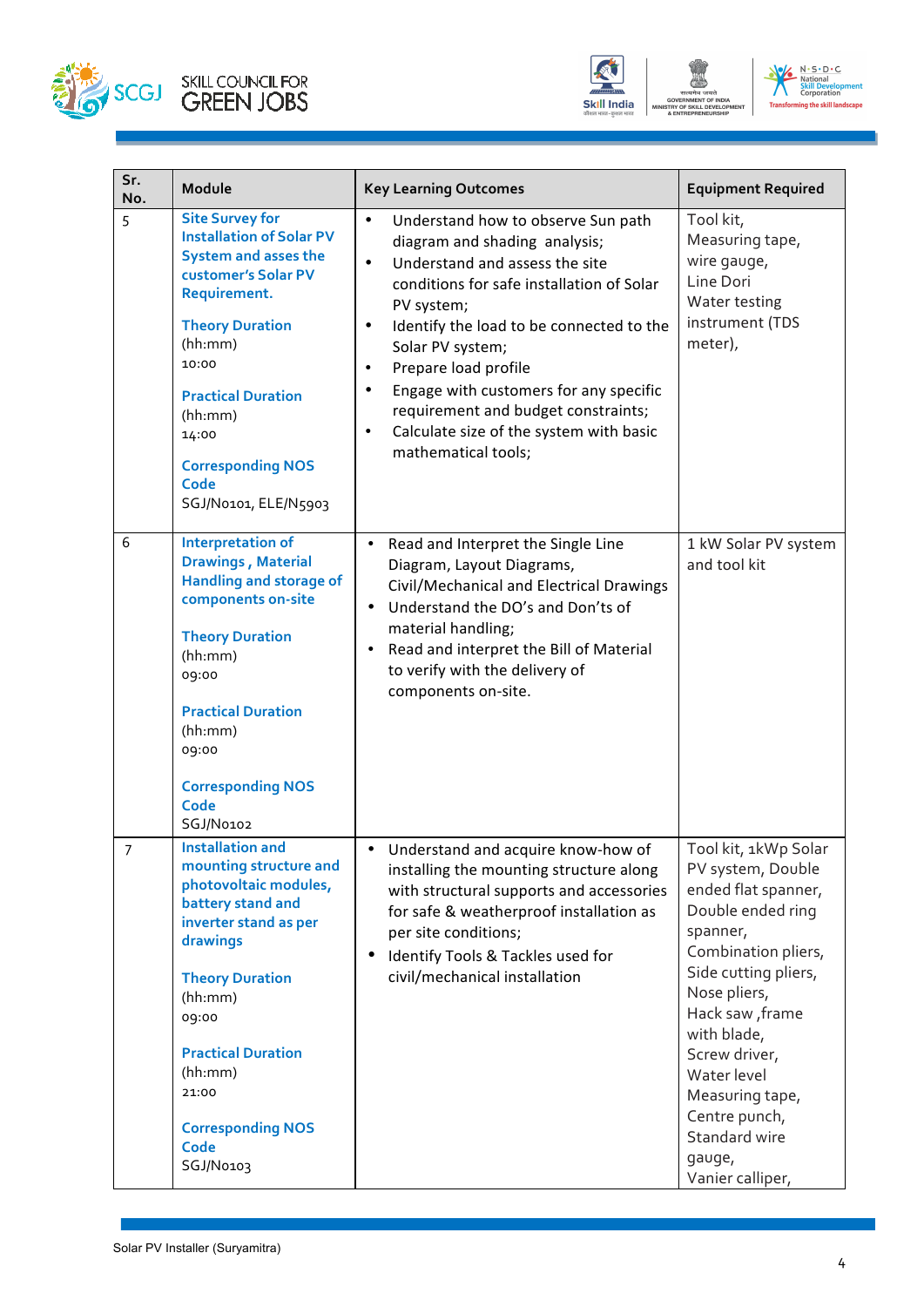| Sr. No. | Module | Key Learning Outcomes | Equipment Required |
| --- | --- | --- | --- |
| 5 | **Site Survey for Installation of Solar PV System and asses the customer's Solar PV Requirement.**<br><br>**Theory Duration** (hh:mm) 10:00<br><br>**Practical Duration** (hh:mm) 14:00<br><br>**Corresponding NOS Code** SGJ/N0101, ELE/N5903 | • Understand how to observe Sun path diagram and shading analysis;<br>• Understand and assess the site conditions for safe installation of Solar PV system;<br>• Identify the load to be connected to the Solar PV system;<br>• Prepare load profile<br>• Engage with customers for any specific requirement and budget constraints;<br>• Calculate size of the system with basic mathematical tools; | Tool kit, Measuring tape, wire gauge, Line Dori Water testing instrument (TDS meter), |
| 6 | **Interpretation of Drawings , Material Handling and storage of components on-site**<br><br>**Theory Duration** (hh:mm) 09:00<br><br>**Practical Duration** (hh:mm) 09:00<br><br>**Corresponding NOS Code** SGJ/N0102 | • Read and Interpret the Single Line Diagram, Layout Diagrams, Civil/Mechanical and Electrical Drawings<br>• Understand the DO's and Don'ts of material handling;<br>• Read and interpret the Bill of Material to verify with the delivery of components on-site. | 1 kW Solar PV system and tool kit |
| 7 | **Installation and mounting structure and photovoltaic modules, battery stand and inverter stand as per drawings**<br><br>**Theory Duration** (hh:mm) 09:00<br><br>**Practical Duration** (hh:mm) 21:00<br><br>**Corresponding NOS Code** SGJ/N0103 | • Understand and acquire know-how of installing the mounting structure along with structural supports and accessories for safe & weatherproof installation as per site conditions;<br>• Identify Tools & Tackles used for civil/mechanical installation | Tool kit, 1kWp Solar PV system, Double ended flat spanner, Double ended ring spanner, Combination pliers, Side cutting pliers, Nose pliers, Hack saw ,frame with blade, Screw driver, Water level Measuring tape, Centre punch, Standard wire gauge, Vanier calliper, |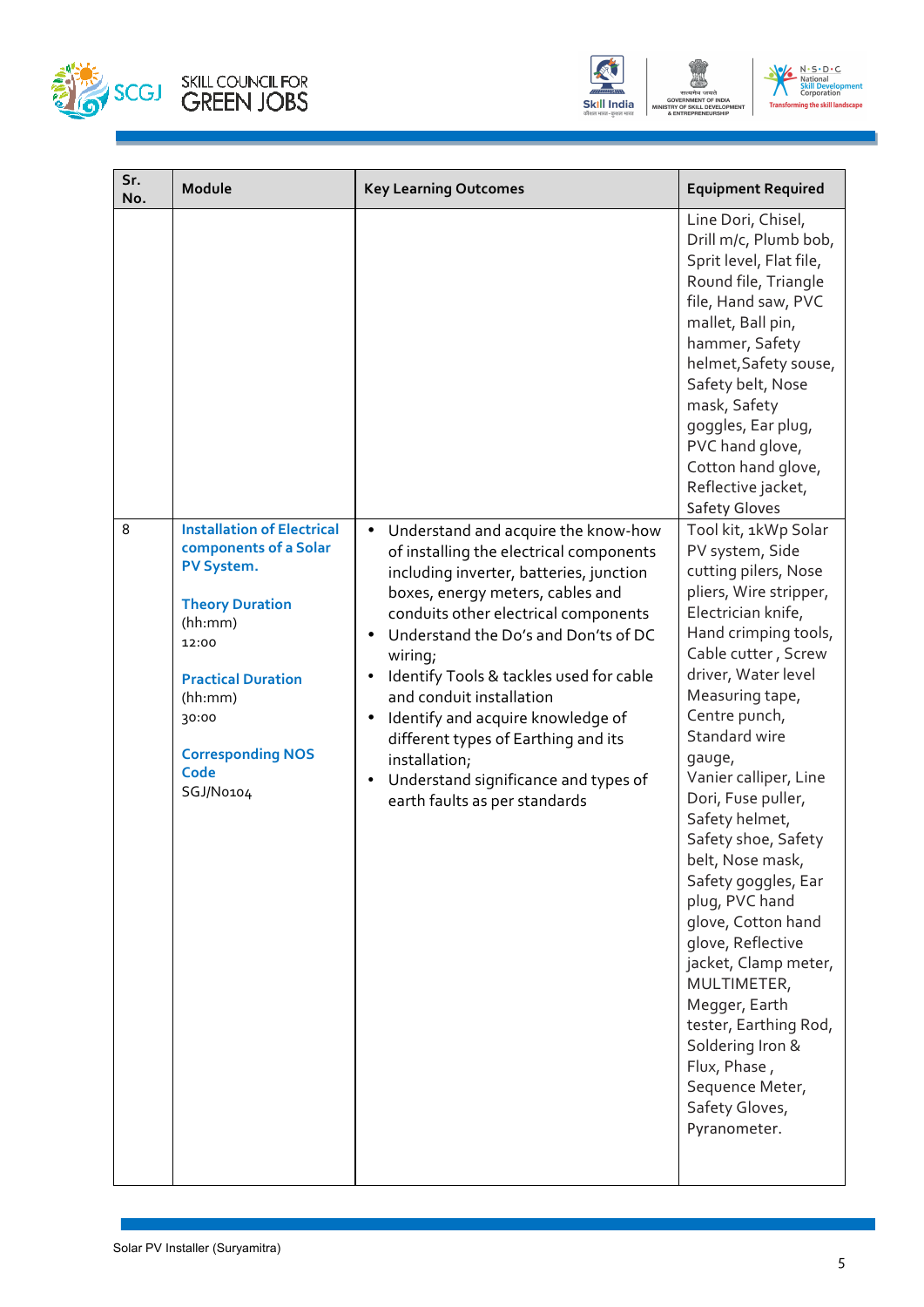| Sr. No. | Module | Key Learning Outcomes | Equipment Required |
|---|---|---|---|
| | | | Line Dori, Chisel, Drill m/c, Plumb bob, Sprit level, Flat file, Round file, Triangle file, Hand saw, PVC mallet, Ball pin, hammer, Safety helmet,Safety souse, Safety belt, Nose mask, Safety goggles, Ear plug, PVC hand glove, Cotton hand glove, Reflective jacket, Safety Gloves |
| 8 | **Installation of Electrical components of a Solar PV System.**<br><br>**Theory Duration** (hh:mm) 12:00<br><br>**Practical Duration** (hh:mm) 30:00<br><br>**Corresponding NOS Code** SGJ/N0104 | • Understand and acquire the know-how of installing the electrical components including inverter, batteries, junction boxes, energy meters, cables and conduits other electrical components<br>• Understand the Do's and Don'ts of DC wiring;<br>• Identify Tools & tackles used for cable and conduit installation<br>• Identify and acquire knowledge of different types of Earthing and its installation;<br>• Understand significance and types of earth faults as per standards | Tool kit, 1kWp Solar PV system, Side cutting pilers, Nose pliers, Wire stripper, Electrician knife, Hand crimping tools, Cable cutter , Screw driver, Water level Measuring tape, Centre punch, Standard wire gauge, Vanier calliper, Line Dori, Fuse puller, Safety helmet, Safety shoe, Safety belt, Nose mask, Safety goggles, Ear plug, PVC hand glove, Cotton hand glove, Reflective jacket, Clamp meter, MULTIMETER, Megger, Earth tester, Earthing Rod, Soldering Iron & Flux, Phase , Sequence Meter, Safety Gloves, Pyranometer. |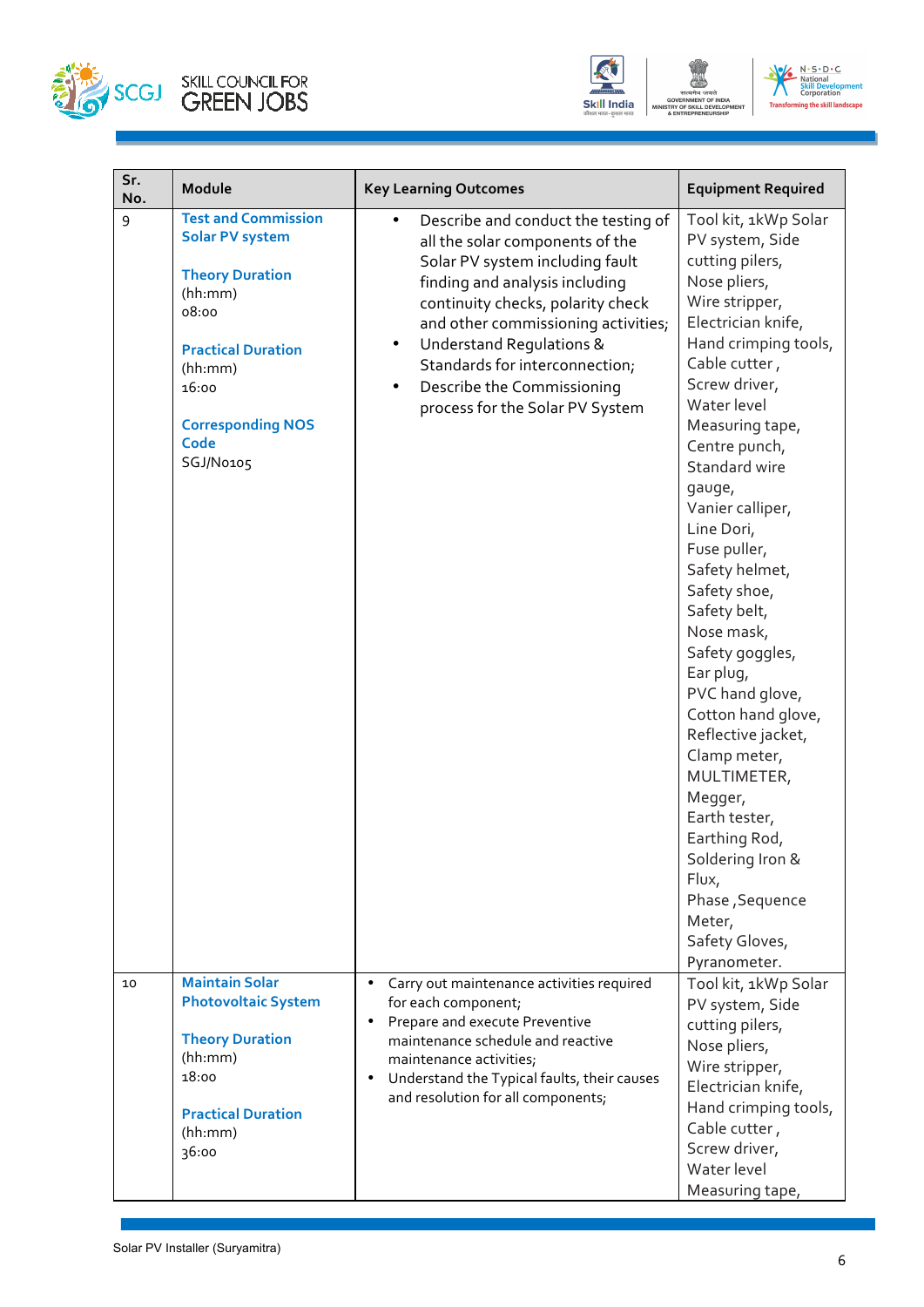| Sr. No. | Module | Key Learning Outcomes | Equipment Required |
|---|---|---|---|
| 9 | **Test and Commission Solar PV system**<br><br>**Theory Duration** (hh:mm) 08:00<br><br>**Practical Duration** (hh:mm) 16:00<br><br>**Corresponding NOS Code** SGJ/N0105 | • Describe and conduct the testing of all the solar components of the Solar PV system including fault finding and analysis including continuity checks, polarity check and other commissioning activities;<br>• Understand Regulations & Standards for interconnection;<br>• Describe the Commissioning process for the Solar PV System | Tool kit, 1kWp Solar PV system, Side cutting pilers, Nose pliers, Wire stripper, Electrician knife, Hand crimping tools, Cable cutter , Screw driver, Water level Measuring tape, Centre punch, Standard wire gauge, Vanier calliper, Line Dori, Fuse puller, Safety helmet, Safety shoe, Safety belt, Nose mask, Safety goggles, Ear plug, PVC hand glove, Cotton hand glove, Reflective jacket, Clamp meter, MULTIMETER, Megger, Earth tester, Earthing Rod, Soldering Iron & Flux, Phase ,Sequence Meter, Safety Gloves, Pyranometer. |
| 10 | **Maintain Solar Photovoltaic System**<br><br>**Theory Duration** (hh:mm) 18:00<br><br>**Practical Duration** (hh:mm) 36:00 | • Carry out maintenance activities required for each component;<br>• Prepare and execute Preventive maintenance schedule and reactive maintenance activities;<br>• Understand the Typical faults, their causes and resolution for all components; | Tool kit, 1kWp Solar PV system, Side cutting pilers, Nose pliers, Wire stripper, Electrician knife, Hand crimping tools, Cable cutter , Screw driver, Water level Measuring tape, |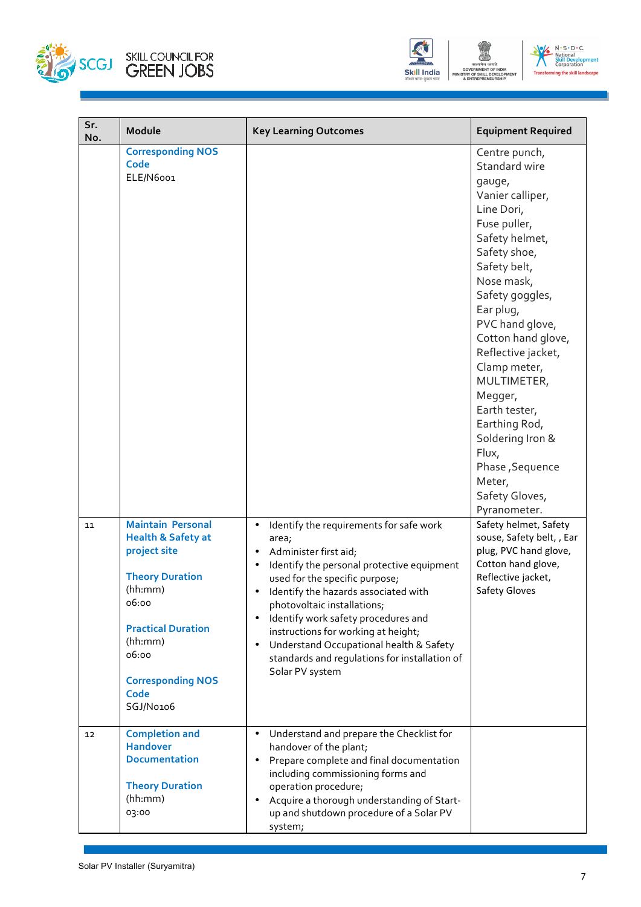| Sr. No. | Module | Key Learning Outcomes | Equipment Required |
|---|---|---|---|
| | **Corresponding NOS Code**<br>ELE/N6001 | | Centre punch, Standard wire gauge, Vanier calliper, Line Dori, Fuse puller, Safety helmet, Safety shoe, Safety belt, Nose mask, Safety goggles, Ear plug, PVC hand glove, Cotton hand glove, Reflective jacket, Clamp meter, MULTIMETER, Megger, Earth tester, Earthing Rod, Soldering Iron & Flux, Phase ,Sequence Meter, Safety Gloves, Pyranometer. |
| 11 | **Maintain Personal Health & Safety at project site**<br><br>**Theory Duration** (hh:mm)<br>06:00<br><br>**Practical Duration** (hh:mm)<br>06:00<br><br>**Corresponding NOS Code**<br>SGJ/N0106 | • Identify the requirements for safe work area;<br>• Administer first aid;<br>• Identify the personal protective equipment used for the specific purpose;<br>• Identify the hazards associated with photovoltaic installations;<br>• Identify work safety procedures and instructions for working at height;<br>• Understand Occupational health & Safety standards and regulations for installation of Solar PV system | Safety helmet, Safety souse, Safety belt, , Ear plug, PVC hand glove, Cotton hand glove, Reflective jacket, Safety Gloves |
| 12 | **Completion and Handover Documentation**<br><br>**Theory Duration** (hh:mm)<br>03:00 | • Understand and prepare the Checklist for handover of the plant;<br>• Prepare complete and final documentation including commissioning forms and operation procedure;<br>• Acquire a thorough understanding of Start-up and shutdown procedure of a Solar PV system; | |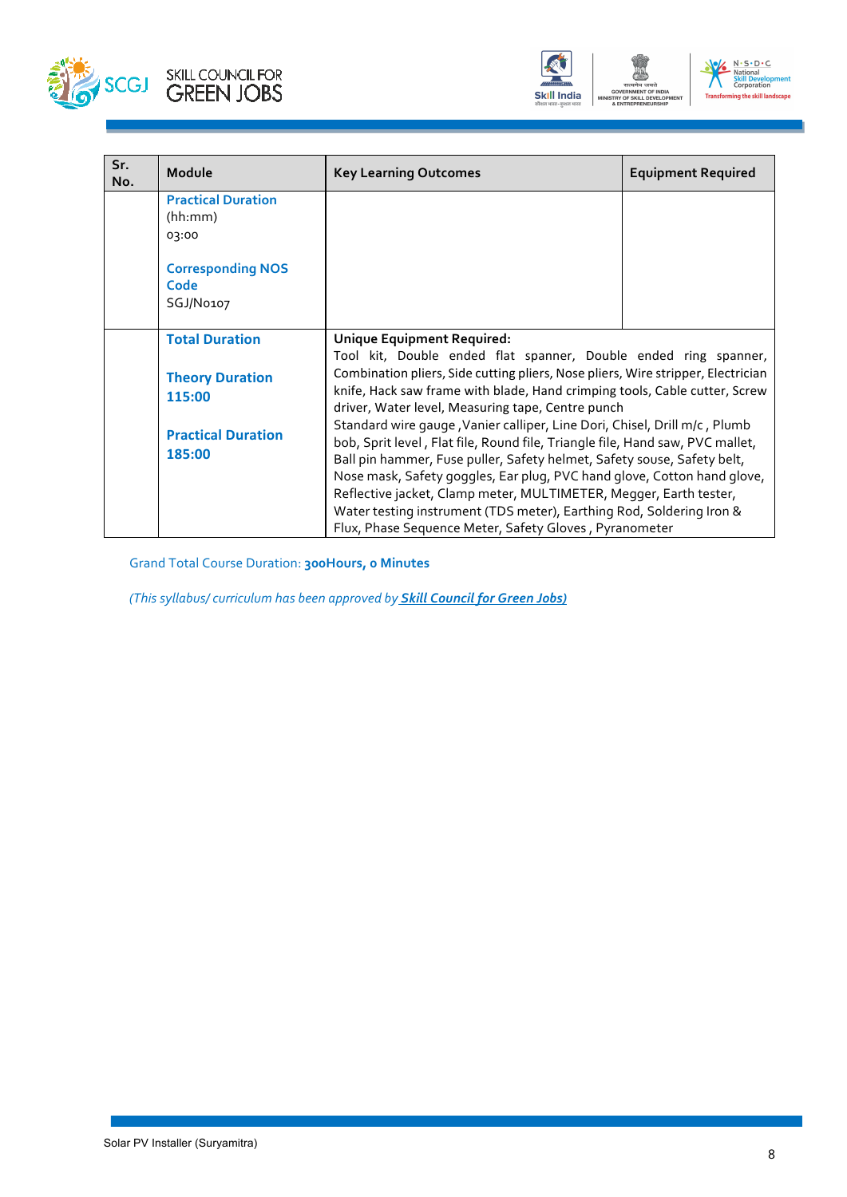| Sr. No. | Module | Key Learning Outcomes | Equipment Required |
|---|---|---|---|
| | **Practical Duration** (hh:mm) 03:00<br><br>**Corresponding NOS Code** SGJ/N0107 | | |
| | **Total Duration**<br><br>**Theory Duration 115:00**<br><br>**Practical Duration 185:00** | **Unique Equipment Required:**<br>Tool kit, Double ended flat spanner, Double ended ring spanner, Combination pliers, Side cutting pliers, Nose pliers, Wire stripper, Electrician knife, Hack saw frame with blade, Hand crimping tools, Cable cutter, Screw driver, Water level, Measuring tape, Centre punch<br>Standard wire gauge ,Vanier calliper, Line Dori, Chisel, Drill m/c , Plumb bob, Sprit level , Flat file, Round file, Triangle file, Hand saw, PVC mallet, Ball pin hammer, Fuse puller, Safety helmet, Safety souse, Safety belt, Nose mask, Safety goggles, Ear plug, PVC hand glove, Cotton hand glove, Reflective jacket, Clamp meter, MULTIMETER, Megger, Earth tester, Water testing instrument (TDS meter), Earthing Rod, Soldering Iron & Flux, Phase Sequence Meter, Safety Gloves , Pyranometer | |

Grand Total Course Duration: **300Hours, 0 Minutes**

*(This syllabus/ curriculum has been approved by **Skill Council for Green Jobs)***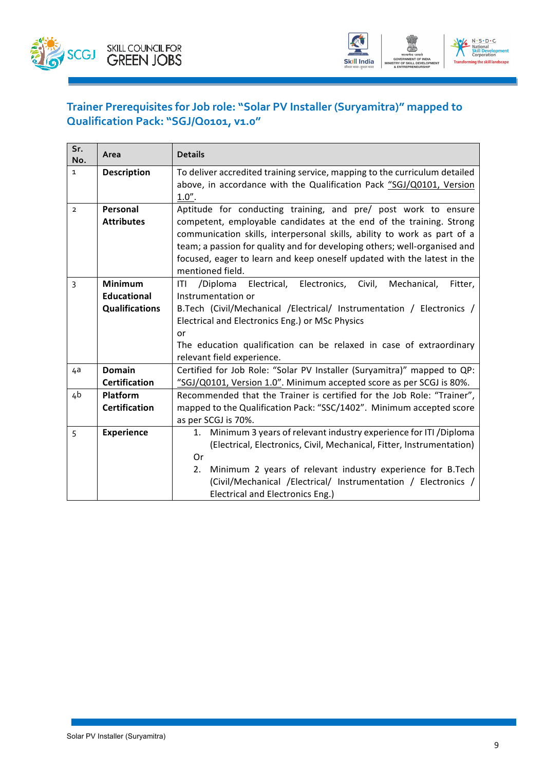## Trainer Prerequisites for Job role: "Solar PV Installer (Suryamitra)" mapped to Qualification Pack: "SGJ/Q0101, v1.0"

| Sr. No. | Area | Details |
|---|---|---|
| 1 | **Description** | To deliver accredited training service, mapping to the curriculum detailed above, in accordance with the Qualification Pack "SGJ/Q0101, Version 1.0". |
| 2 | **Personal Attributes** | Aptitude for conducting training, and pre/ post work to ensure competent, employable candidates at the end of the training. Strong communication skills, interpersonal skills, ability to work as part of a team; a passion for quality and for developing others; well-organised and focused, eager to learn and keep oneself updated with the latest in the mentioned field. |
| 3 | **Minimum Educational Qualifications** | ITI /Diploma Electrical, Electronics, Civil, Mechanical, Fitter, Instrumentation or<br>B.Tech (Civil/Mechanical /Electrical/ Instrumentation / Electronics / Electrical and Electronics Eng.) or MSc Physics<br>or<br>The education qualification can be relaxed in case of extraordinary relevant field experience. |
| 4a | **Domain Certification** | Certified for Job Role: "Solar PV Installer (Suryamitra)" mapped to QP: "SGJ/Q0101, Version 1.0". Minimum accepted score as per SCGJ is 80%. |
| 4b | **Platform Certification** | Recommended that the Trainer is certified for the Job Role: "Trainer", mapped to the Qualification Pack: "SSC/1402". Minimum accepted score as per SCGJ is 70%. |
| 5 | **Experience** | 1. Minimum 3 years of relevant industry experience for ITI /Diploma (Electrical, Electronics, Civil, Mechanical, Fitter, Instrumentation)<br>Or<br>2. Minimum 2 years of relevant industry experience for B.Tech (Civil/Mechanical /Electrical/ Instrumentation / Electronics / Electrical and Electronics Eng.) |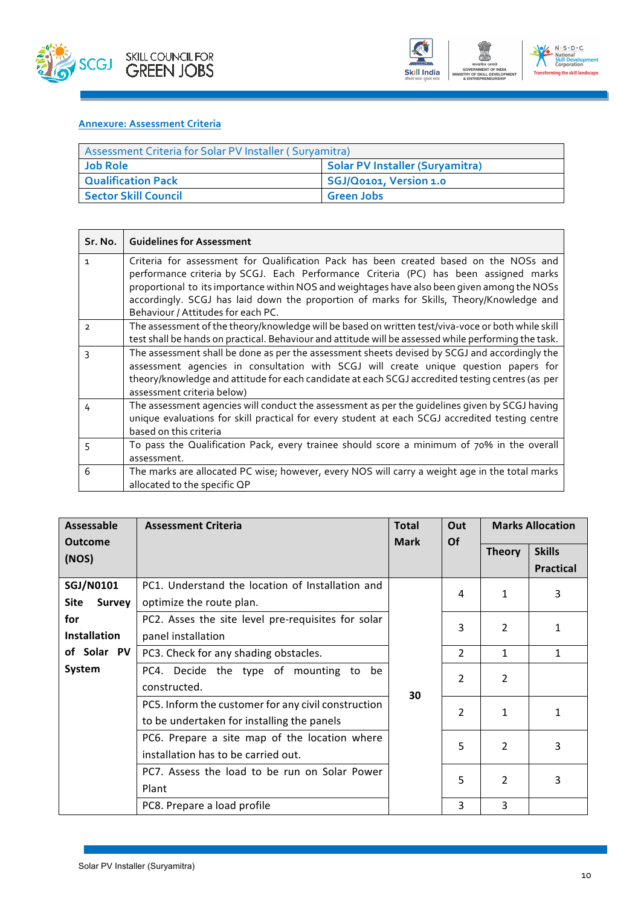## Annexure: Assessment Criteria

| Assessment Criteria for Solar PV Installer ( Suryamitra) | |
|---|---|
| **Job Role** | **Solar PV Installer (Suryamitra)** |
| **Qualification Pack** | **SGJ/Q0101, Version 1.0** |
| **Sector Skill Council** | **Green Jobs** |

| Sr. No. | Guidelines for Assessment |
|---|---|
| 1 | Criteria for assessment for Qualification Pack has been created based on the NOSs and performance criteria by SCGJ. Each Performance Criteria (PC) has been assigned marks proportional to its importance within NOS and weightages have also been given among the NOSs accordingly. SCGJ has laid down the proportion of marks for Skills, Theory/Knowledge and Behaviour / Attitudes for each PC. |
| 2 | The assessment of the theory/knowledge will be based on written test/viva-voce or both while skill test shall be hands on practical. Behaviour and attitude will be assessed while performing the task. |
| 3 | The assessment shall be done as per the assessment sheets devised by SCGJ and accordingly the assessment agencies in consultation with SCGJ will create unique question papers for theory/knowledge and attitude for each candidate at each SCGJ accredited testing centres (as per assessment criteria below) |
| 4 | The assessment agencies will conduct the assessment as per the guidelines given by SCGJ having unique evaluations for skill practical for every student at each SCGJ accredited testing centre based on this criteria |
| 5 | To pass the Qualification Pack, every trainee should score a minimum of 70% in the overall assessment. |
| 6 | The marks are allocated PC wise; however, every NOS will carry a weight age in the total marks allocated to the specific QP |

| Assessable Outcome (NOS) | Assessment Criteria | Total Mark | Out Of | Marks Allocation | |
|---|---|---|---|---|---|
| | | | | **Theory** | **Skills Practical** |
| **SGJ/N0101 Site Survey for Installation of Solar PV System** | PC1. Understand the location of Installation and optimize the route plan. | 30 | 4 | 1 | 3 |
| | PC2. Asses the site level pre-requisites for solar panel installation | | 3 | 2 | 1 |
| | PC3. Check for any shading obstacles. | | 2 | 1 | 1 |
| | PC4. Decide the type of mounting to be constructed. | | 2 | 2 | |
| | PC5. Inform the customer for any civil construction to be undertaken for installing the panels | | 2 | 1 | 1 |
| | PC6. Prepare a site map of the location where installation has to be carried out. | | 5 | 2 | 3 |
| | PC7. Assess the load to be run on Solar Power Plant | | 5 | 2 | 3 |
| | PC8. Prepare a load profile | | 3 | 3 | |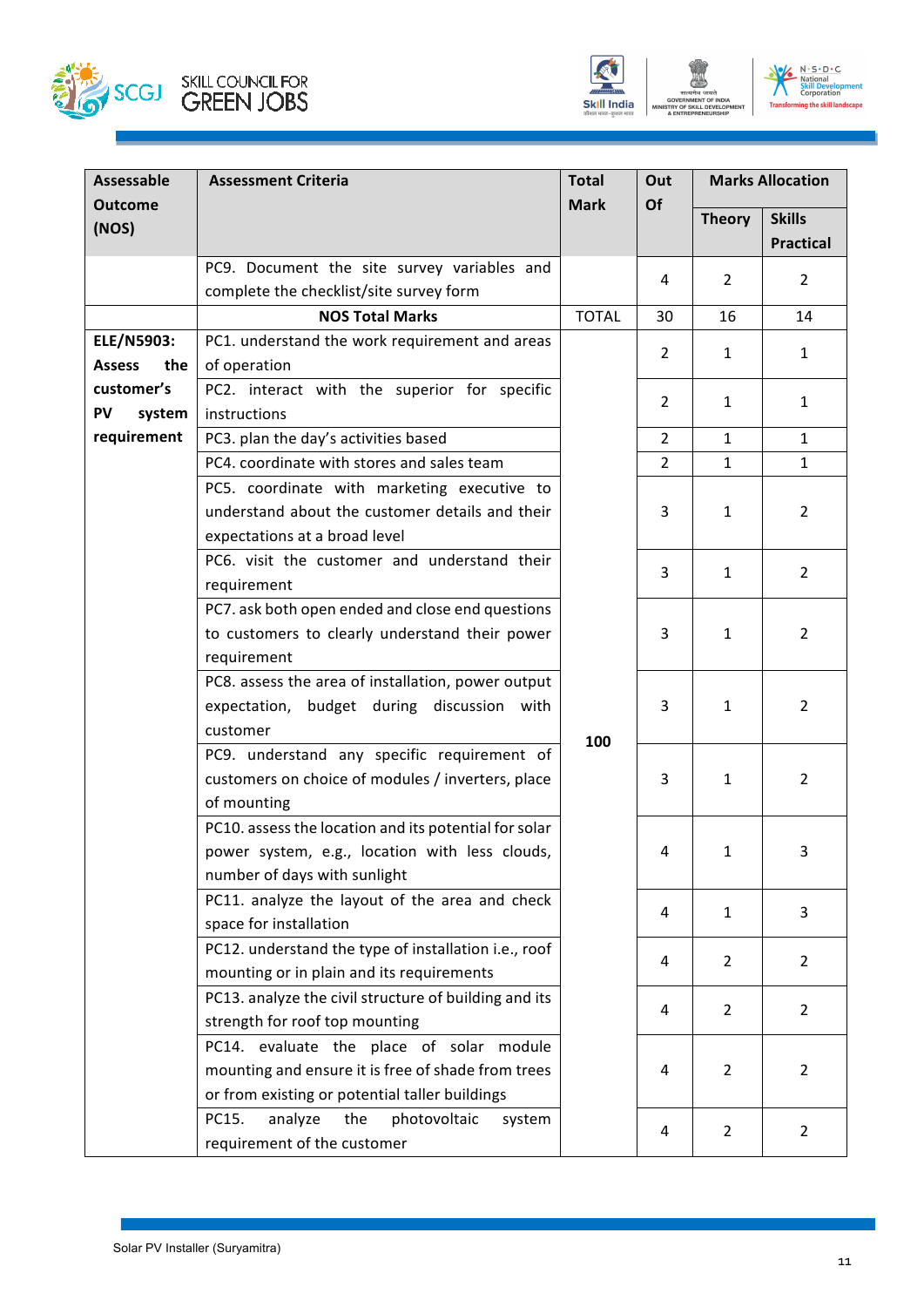| Assessable Outcome (NOS) | Assessment Criteria | Total Mark | Out Of | Marks Allocation | |
|---|---|---|---|---|---|
| | | | | Theory | Skills Practical |
| | PC9. Document the site survey variables and complete the checklist/site survey form | | 4 | 2 | 2 |
| | **NOS Total Marks** | TOTAL | 30 | 16 | 14 |
| **ELE/N5903: Assess the customer's PV system requirement** | PC1. understand the work requirement and areas of operation | 100 | 2 | 1 | 1 |
| | PC2. interact with the superior for specific instructions | | 2 | 1 | 1 |
| | PC3. plan the day's activities based | | 2 | 1 | 1 |
| | PC4. coordinate with stores and sales team | | 2 | 1 | 1 |
| | PC5. coordinate with marketing executive to understand about the customer details and their expectations at a broad level | | 3 | 1 | 2 |
| | PC6. visit the customer and understand their requirement | | 3 | 1 | 2 |
| | PC7. ask both open ended and close end questions to customers to clearly understand their power requirement | | 3 | 1 | 2 |
| | PC8. assess the area of installation, power output expectation, budget during discussion with customer | | 3 | 1 | 2 |
| | PC9. understand any specific requirement of customers on choice of modules / inverters, place of mounting | | 3 | 1 | 2 |
| | PC10. assess the location and its potential for solar power system, e.g., location with less clouds, number of days with sunlight | | 4 | 1 | 3 |
| | PC11. analyze the layout of the area and check space for installation | | 4 | 1 | 3 |
| | PC12. understand the type of installation i.e., roof mounting or in plain and its requirements | | 4 | 2 | 2 |
| | PC13. analyze the civil structure of building and its strength for roof top mounting | | 4 | 2 | 2 |
| | PC14. evaluate the place of solar module mounting and ensure it is free of shade from trees or from existing or potential taller buildings | | 4 | 2 | 2 |
| | PC15. analyze the photovoltaic system requirement of the customer | | 4 | 2 | 2 |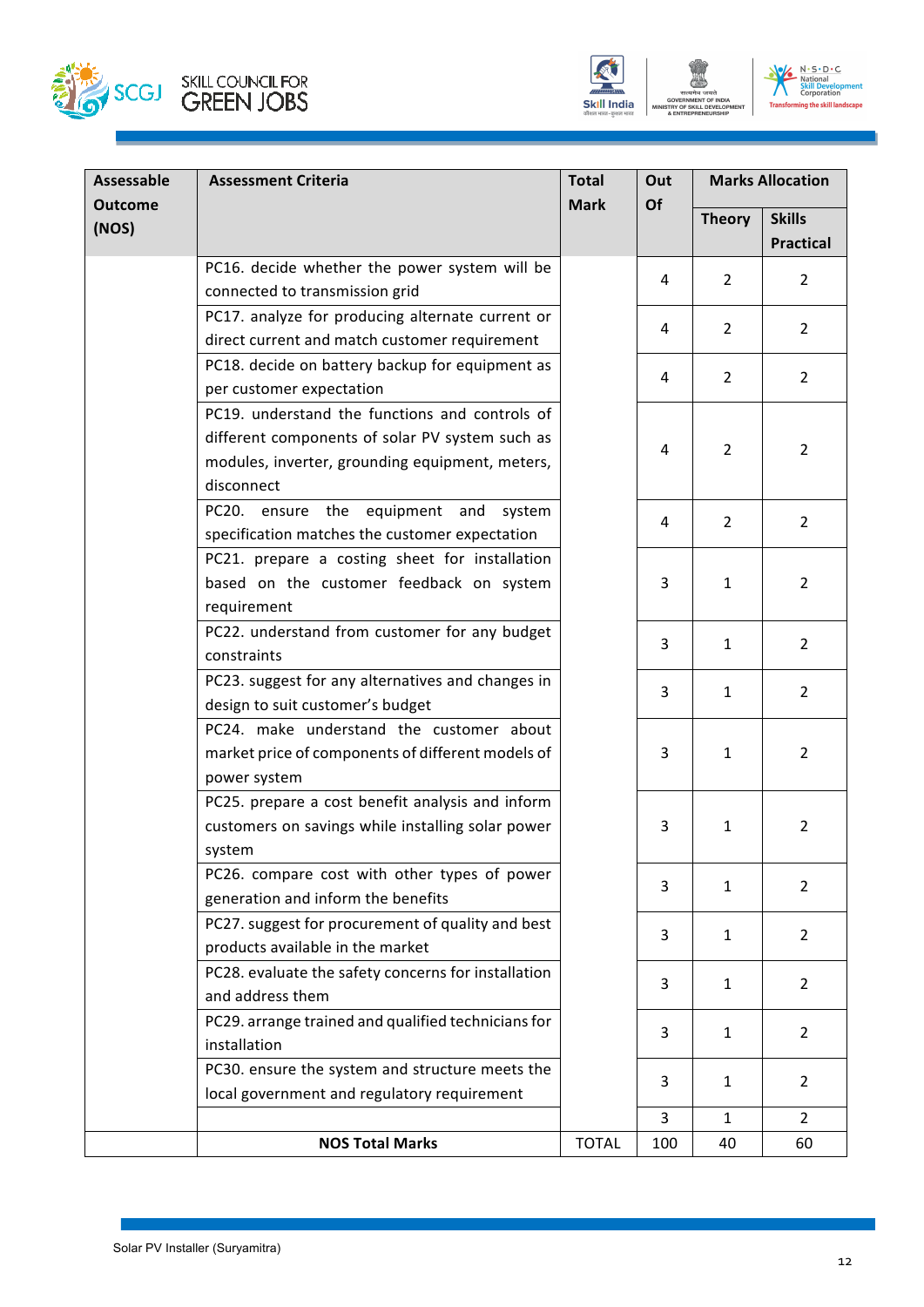| Assessable Outcome (NOS) | Assessment Criteria | Total Mark | Out Of | Marks Allocation | |
|---|---|---|---|---|---|
| | | | | Theory | Skills Practical |
| | PC16. decide whether the power system will be connected to transmission grid | | 4 | 2 | 2 |
| | PC17. analyze for producing alternate current or direct current and match customer requirement | | 4 | 2 | 2 |
| | PC18. decide on battery backup for equipment as per customer expectation | | 4 | 2 | 2 |
| | PC19. understand the functions and controls of different components of solar PV system such as modules, inverter, grounding equipment, meters, disconnect | | 4 | 2 | 2 |
| | PC20. ensure the equipment and system specification matches the customer expectation | | 4 | 2 | 2 |
| | PC21. prepare a costing sheet for installation based on the customer feedback on system requirement | | 3 | 1 | 2 |
| | PC22. understand from customer for any budget constraints | | 3 | 1 | 2 |
| | PC23. suggest for any alternatives and changes in design to suit customer's budget | | 3 | 1 | 2 |
| | PC24. make understand the customer about market price of components of different models of power system | | 3 | 1 | 2 |
| | PC25. prepare a cost benefit analysis and inform customers on savings while installing solar power system | | 3 | 1 | 2 |
| | PC26. compare cost with other types of power generation and inform the benefits | | 3 | 1 | 2 |
| | PC27. suggest for procurement of quality and best products available in the market | | 3 | 1 | 2 |
| | PC28. evaluate the safety concerns for installation and address them | | 3 | 1 | 2 |
| | PC29. arrange trained and qualified technicians for installation | | 3 | 1 | 2 |
| | PC30. ensure the system and structure meets the local government and regulatory requirement | | 3 | 1 | 2 |
| | | | 3 | 1 | 2 |
| | **NOS Total Marks** | TOTAL | 100 | 40 | 60 |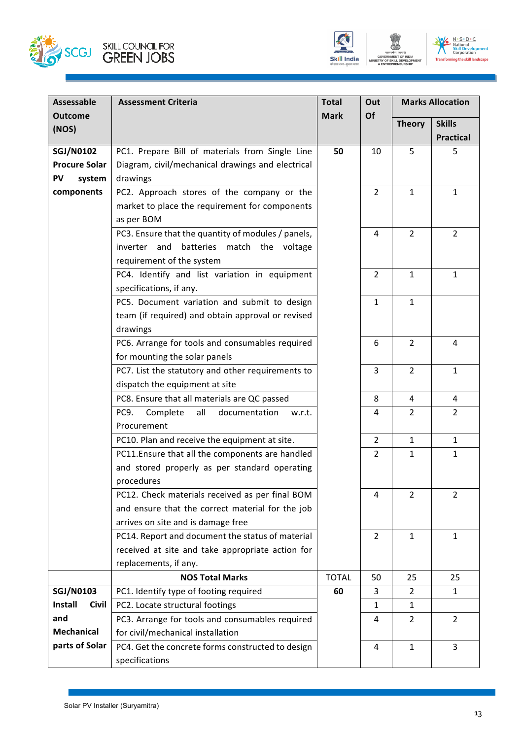| Assessable Outcome (NOS) | Assessment Criteria | Total Mark | Out Of | Marks Allocation | |
|---|---|---|---|---|---|
| | | | | Theory | Skills Practical |
| **SGJ/N0102 Procure Solar PV system components** | PC1. Prepare Bill of materials from Single Line Diagram, civil/mechanical drawings and electrical drawings | **50** | 10 | 5 | 5 |
| | PC2. Approach stores of the company or the market to place the requirement for components as per BOM | | 2 | 1 | 1 |
| | PC3. Ensure that the quantity of modules / panels, inverter and batteries match the voltage requirement of the system | | 4 | 2 | 2 |
| | PC4. Identify and list variation in equipment specifications, if any. | | 2 | 1 | 1 |
| | PC5. Document variation and submit to design team (if required) and obtain approval or revised drawings | | 1 | 1 | |
| | PC6. Arrange for tools and consumables required for mounting the solar panels | | 6 | 2 | 4 |
| | PC7. List the statutory and other requirements to dispatch the equipment at site | | 3 | 2 | 1 |
| | PC8. Ensure that all materials are QC passed | | 8 | 4 | 4 |
| | PC9. Complete all documentation w.r.t. Procurement | | 4 | 2 | 2 |
| | PC10. Plan and receive the equipment at site. | | 2 | 1 | 1 |
| | PC11.Ensure that all the components are handled and stored properly as per standard operating procedures | | 2 | 1 | 1 |
| | PC12. Check materials received as per final BOM and ensure that the correct material for the job arrives on site and is damage free | | 4 | 2 | 2 |
| | PC14. Report and document the status of material received at site and take appropriate action for replacements, if any. | | 2 | 1 | 1 |
| | **NOS Total Marks** | TOTAL | 50 | 25 | 25 |
| **SGJ/N0103 Install Civil and Mechanical parts of Solar** | PC1. Identify type of footing required | **60** | 3 | 2 | 1 |
| | PC2. Locate structural footings | | 1 | 1 | |
| | PC3. Arrange for tools and consumables required for civil/mechanical installation | | 4 | 2 | 2 |
| | PC4. Get the concrete forms constructed to design specifications | | 4 | 1 | 3 |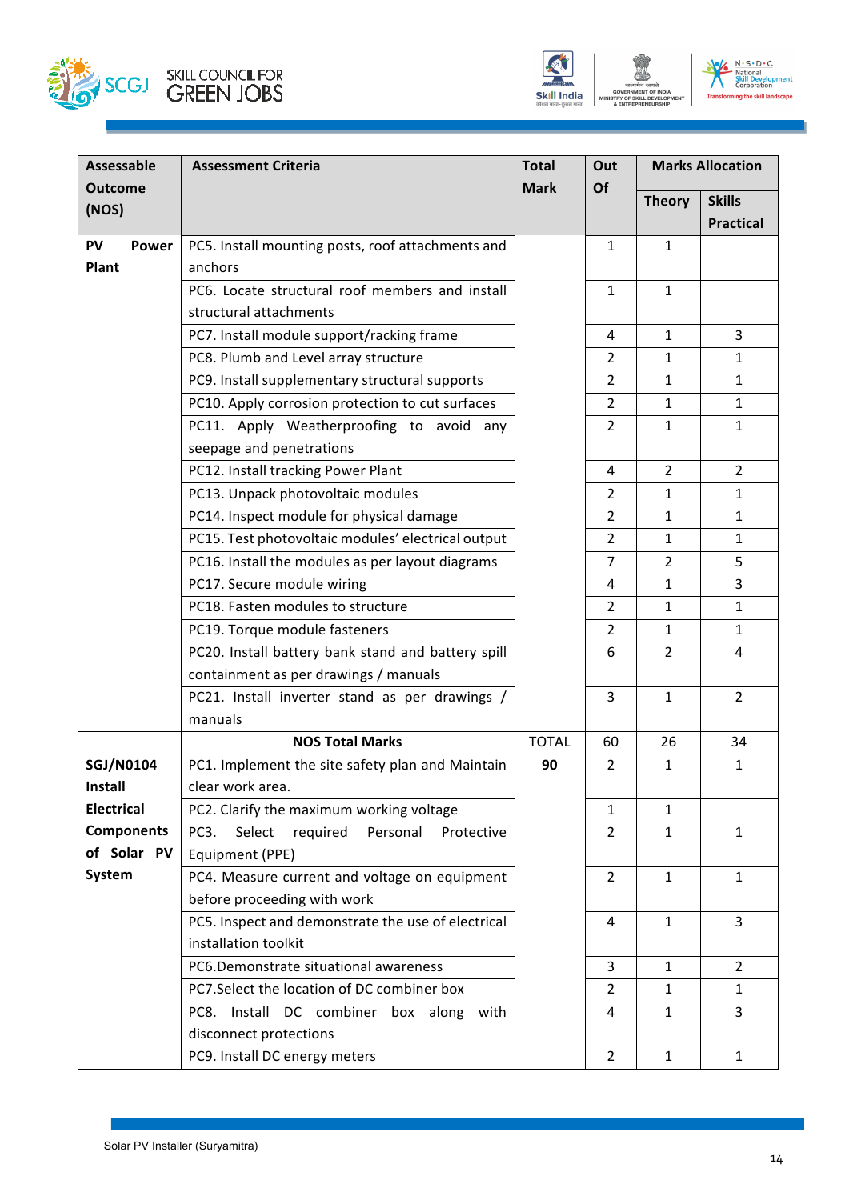| Assessable Outcome (NOS) | Assessment Criteria | Total Mark | Out Of | Marks Allocation | |
|---|---|---|---|---|---|
| | | | | Theory | Skills Practical |
| **PV Power Plant** | PC5. Install mounting posts, roof attachments and anchors | | 1 | 1 | |
| | PC6. Locate structural roof members and install structural attachments | | 1 | 1 | |
| | PC7. Install module support/racking frame | | 4 | 1 | 3 |
| | PC8. Plumb and Level array structure | | 2 | 1 | 1 |
| | PC9. Install supplementary structural supports | | 2 | 1 | 1 |
| | PC10. Apply corrosion protection to cut surfaces | | 2 | 1 | 1 |
| | PC11. Apply Weatherproofing to avoid any seepage and penetrations | | 2 | 1 | 1 |
| | PC12. Install tracking Power Plant | | 4 | 2 | 2 |
| | PC13. Unpack photovoltaic modules | | 2 | 1 | 1 |
| | PC14. Inspect module for physical damage | | 2 | 1 | 1 |
| | PC15. Test photovoltaic modules' electrical output | | 2 | 1 | 1 |
| | PC16. Install the modules as per layout diagrams | | 7 | 2 | 5 |
| | PC17. Secure module wiring | | 4 | 1 | 3 |
| | PC18. Fasten modules to structure | | 2 | 1 | 1 |
| | PC19. Torque module fasteners | | 2 | 1 | 1 |
| | PC20. Install battery bank stand and battery spill containment as per drawings / manuals | | 6 | 2 | 4 |
| | PC21. Install inverter stand as per drawings / manuals | | 3 | 1 | 2 |
| | **NOS Total Marks** | TOTAL | 60 | 26 | 34 |
| **SGJ/N0104 Install Electrical Components of Solar PV System** | PC1. Implement the site safety plan and Maintain clear work area. | **90** | 2 | 1 | 1 |
| | PC2. Clarify the maximum working voltage | | 1 | 1 | |
| | PC3. Select required Personal Protective Equipment (PPE) | | 2 | 1 | 1 |
| | PC4. Measure current and voltage on equipment before proceeding with work | | 2 | 1 | 1 |
| | PC5. Inspect and demonstrate the use of electrical installation toolkit | | 4 | 1 | 3 |
| | PC6.Demonstrate situational awareness | | 3 | 1 | 2 |
| | PC7.Select the location of DC combiner box | | 2 | 1 | 1 |
| | PC8. Install DC combiner box along with disconnect protections | | 4 | 1 | 3 |
| | PC9. Install DC energy meters | | 2 | 1 | 1 |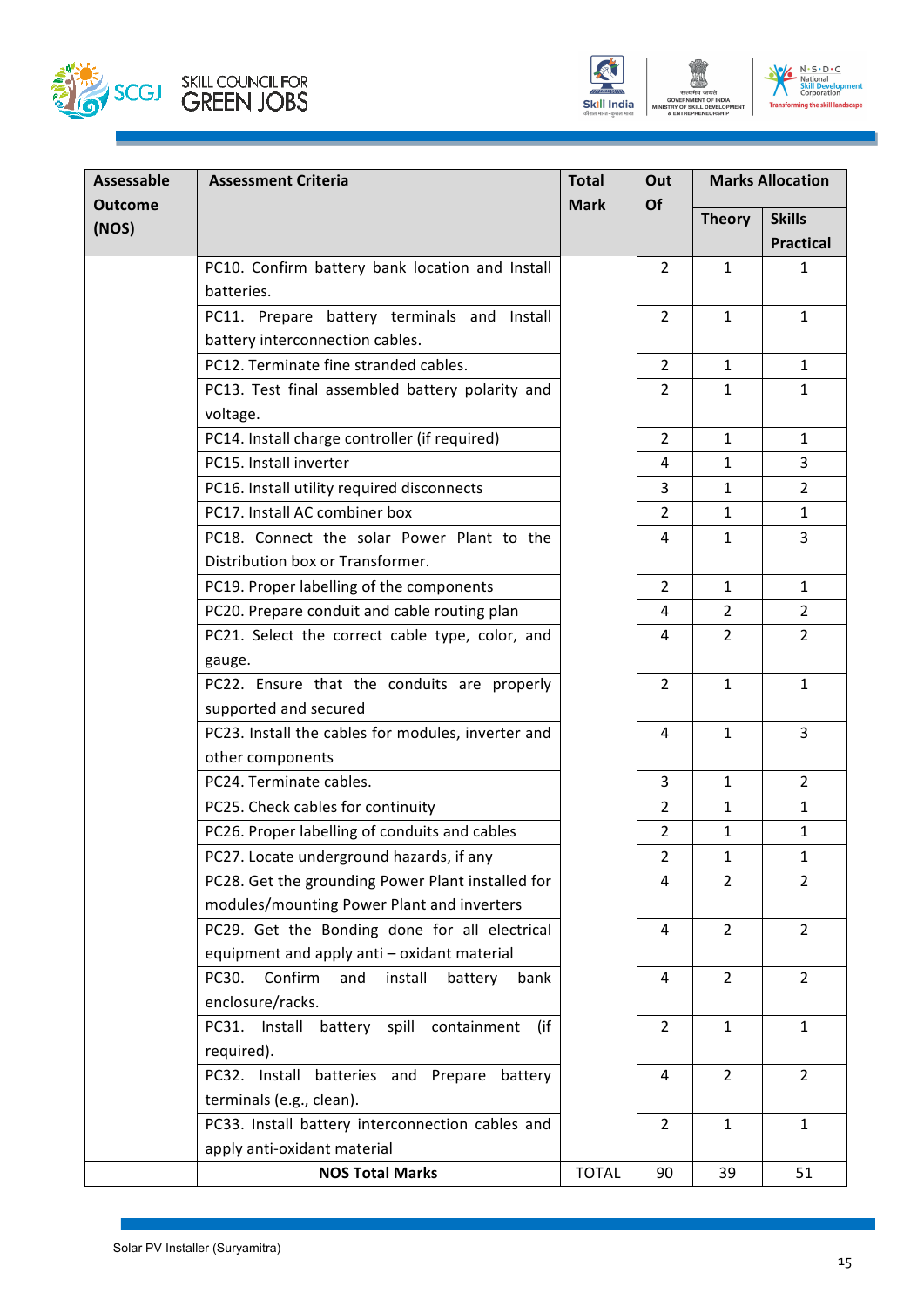| Assessable Outcome (NOS) | Assessment Criteria | Total Mark | Out Of | Marks Allocation | |
|---|---|---|---|---|---|
| | | | | Theory | Skills Practical |
| | PC10. Confirm battery bank location and Install batteries. | | 2 | 1 | 1 |
| | PC11. Prepare battery terminals and Install battery interconnection cables. | | 2 | 1 | 1 |
| | PC12. Terminate fine stranded cables. | | 2 | 1 | 1 |
| | PC13. Test final assembled battery polarity and voltage. | | 2 | 1 | 1 |
| | PC14. Install charge controller (if required) | | 2 | 1 | 1 |
| | PC15. Install inverter | | 4 | 1 | 3 |
| | PC16. Install utility required disconnects | | 3 | 1 | 2 |
| | PC17. Install AC combiner box | | 2 | 1 | 1 |
| | PC18. Connect the solar Power Plant to the Distribution box or Transformer. | | 4 | 1 | 3 |
| | PC19. Proper labelling of the components | | 2 | 1 | 1 |
| | PC20. Prepare conduit and cable routing plan | | 4 | 2 | 2 |
| | PC21. Select the correct cable type, color, and gauge. | | 4 | 2 | 2 |
| | PC22. Ensure that the conduits are properly supported and secured | | 2 | 1 | 1 |
| | PC23. Install the cables for modules, inverter and other components | | 4 | 1 | 3 |
| | PC24. Terminate cables. | | 3 | 1 | 2 |
| | PC25. Check cables for continuity | | 2 | 1 | 1 |
| | PC26. Proper labelling of conduits and cables | | 2 | 1 | 1 |
| | PC27. Locate underground hazards, if any | | 2 | 1 | 1 |
| | PC28. Get the grounding Power Plant installed for modules/mounting Power Plant and inverters | | 4 | 2 | 2 |
| | PC29. Get the Bonding done for all electrical equipment and apply anti – oxidant material | | 4 | 2 | 2 |
| | PC30. Confirm and install battery bank enclosure/racks. | | 4 | 2 | 2 |
| | PC31. Install battery spill containment (if required). | | 2 | 1 | 1 |
| | PC32. Install batteries and Prepare battery terminals (e.g., clean). | | 4 | 2 | 2 |
| | PC33. Install battery interconnection cables and apply anti-oxidant material | | 2 | 1 | 1 |
| | **NOS Total Marks** | TOTAL | 90 | 39 | 51 |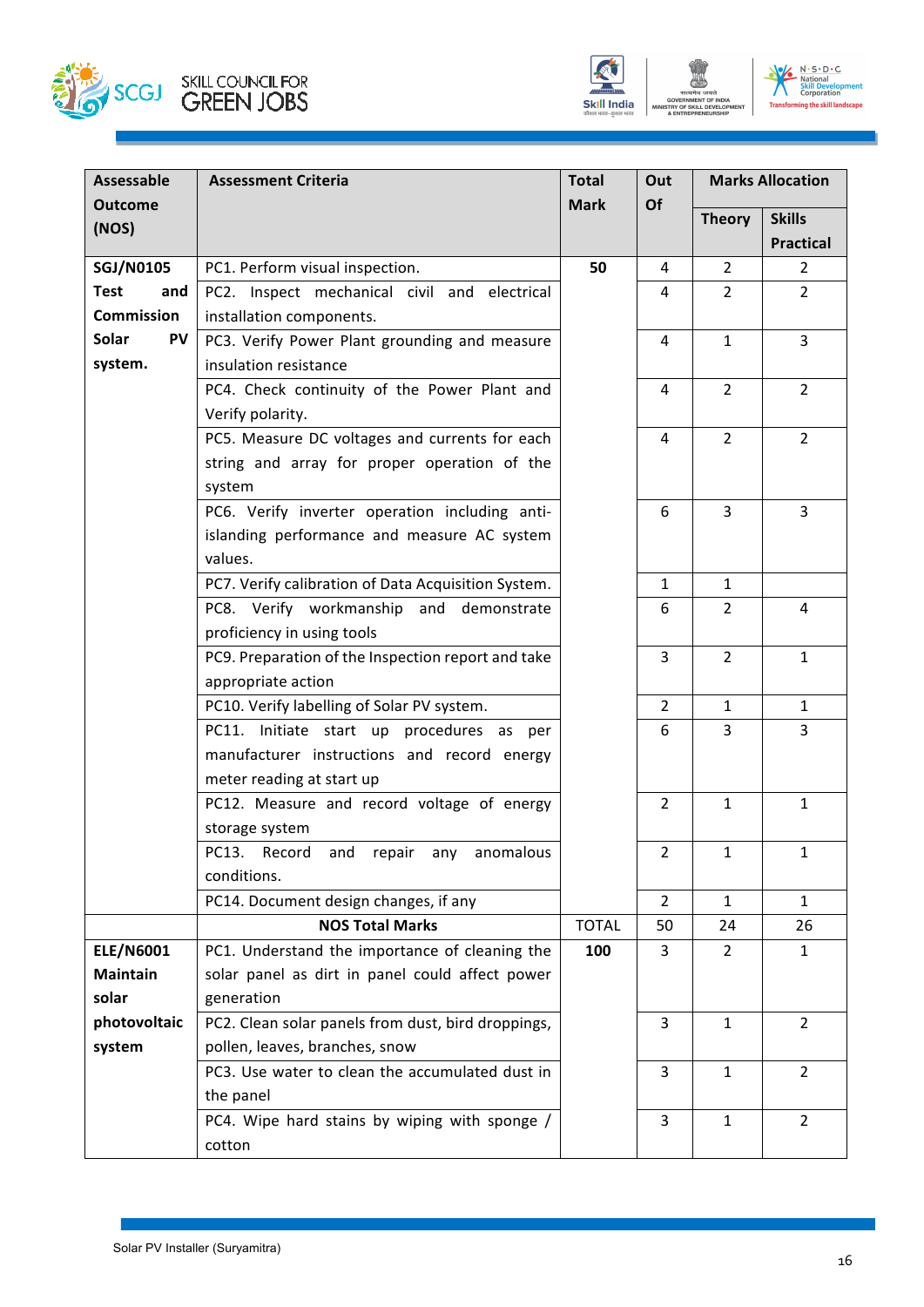| Assessable Outcome (NOS) | Assessment Criteria | Total Mark | Out Of | Marks Allocation | |
|---|---|---|---|---|---|
| | | | | Theory | Skills Practical |
| **SGJ/N0105 Test and Commission Solar PV system.** | PC1. Perform visual inspection. | **50** | 4 | 2 | 2 |
| | PC2. Inspect mechanical civil and electrical installation components. | | 4 | 2 | 2 |
| | PC3. Verify Power Plant grounding and measure insulation resistance | | 4 | 1 | 3 |
| | PC4. Check continuity of the Power Plant and Verify polarity. | | 4 | 2 | 2 |
| | PC5. Measure DC voltages and currents for each string and array for proper operation of the system | | 4 | 2 | 2 |
| | PC6. Verify inverter operation including anti-islanding performance and measure AC system values. | | 6 | 3 | 3 |
| | PC7. Verify calibration of Data Acquisition System. | | 1 | 1 | |
| | PC8. Verify workmanship and demonstrate proficiency in using tools | | 6 | 2 | 4 |
| | PC9. Preparation of the Inspection report and take appropriate action | | 3 | 2 | 1 |
| | PC10. Verify labelling of Solar PV system. | | 2 | 1 | 1 |
| | PC11. Initiate start up procedures as per manufacturer instructions and record energy meter reading at start up | | 6 | 3 | 3 |
| | PC12. Measure and record voltage of energy storage system | | 2 | 1 | 1 |
| | PC13. Record and repair any anomalous conditions. | | 2 | 1 | 1 |
| | PC14. Document design changes, if any | | 2 | 1 | 1 |
| | **NOS Total Marks** | TOTAL | 50 | 24 | 26 |
| **ELE/N6001 Maintain solar photovoltaic system** | PC1. Understand the importance of cleaning the solar panel as dirt in panel could affect power generation | **100** | 3 | 2 | 1 |
| | PC2. Clean solar panels from dust, bird droppings, pollen, leaves, branches, snow | | 3 | 1 | 2 |
| | PC3. Use water to clean the accumulated dust in the panel | | 3 | 1 | 2 |
| | PC4. Wipe hard stains by wiping with sponge / cotton | | 3 | 1 | 2 |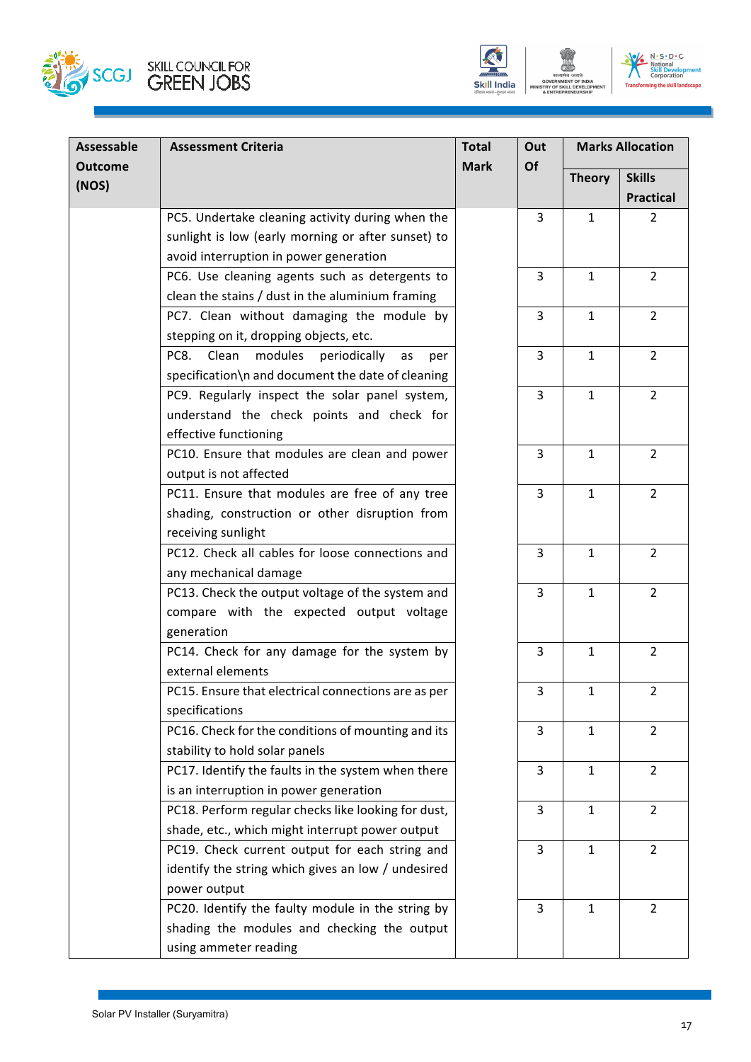| Assessable Outcome (NOS) | Assessment Criteria | Total Mark | Out Of | Marks Allocation | |
|---|---|---|---|---|---|
| | | | | Theory | Skills Practical |
| | PC5. Undertake cleaning activity during when the sunlight is low (early morning or after sunset) to avoid interruption in power generation | | 3 | 1 | 2 |
| | PC6. Use cleaning agents such as detergents to clean the stains / dust in the aluminium framing | | 3 | 1 | 2 |
| | PC7. Clean without damaging the module by stepping on it, dropping objects, etc. | | 3 | 1 | 2 |
| | PC8. Clean modules periodically as per specification\n and document the date of cleaning | | 3 | 1 | 2 |
| | PC9. Regularly inspect the solar panel system, understand the check points and check for effective functioning | | 3 | 1 | 2 |
| | PC10. Ensure that modules are clean and power output is not affected | | 3 | 1 | 2 |
| | PC11. Ensure that modules are free of any tree shading, construction or other disruption from receiving sunlight | | 3 | 1 | 2 |
| | PC12. Check all cables for loose connections and any mechanical damage | | 3 | 1 | 2 |
| | PC13. Check the output voltage of the system and compare with the expected output voltage generation | | 3 | 1 | 2 |
| | PC14. Check for any damage for the system by external elements | | 3 | 1 | 2 |
| | PC15. Ensure that electrical connections are as per specifications | | 3 | 1 | 2 |
| | PC16. Check for the conditions of mounting and its stability to hold solar panels | | 3 | 1 | 2 |
| | PC17. Identify the faults in the system when there is an interruption in power generation | | 3 | 1 | 2 |
| | PC18. Perform regular checks like looking for dust, shade, etc., which might interrupt power output | | 3 | 1 | 2 |
| | PC19. Check current output for each string and identify the string which gives an low / undesired power output | | 3 | 1 | 2 |
| | PC20. Identify the faulty module in the string by shading the modules and checking the output using ammeter reading | | 3 | 1 | 2 |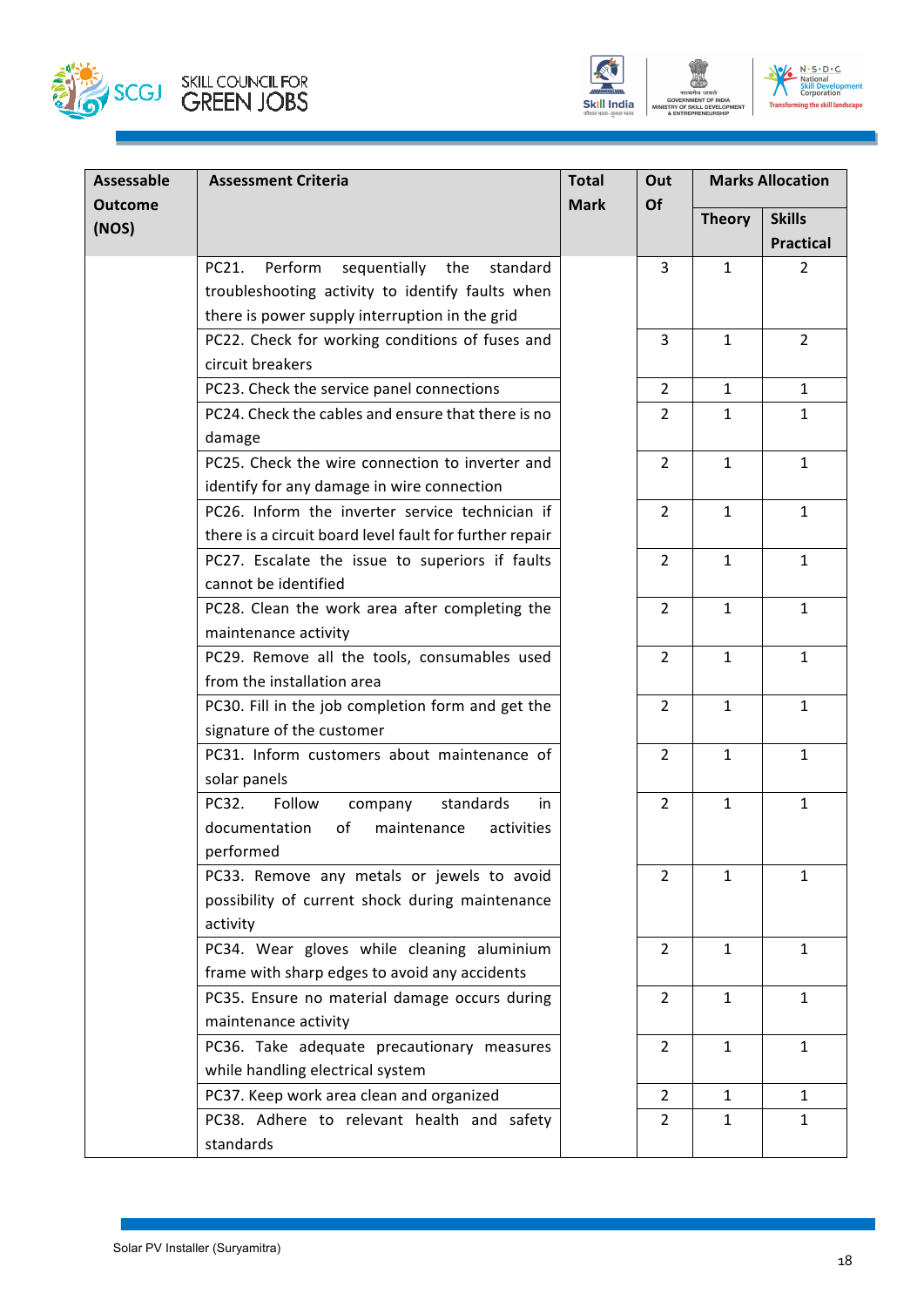| Assessable Outcome (NOS) | Assessment Criteria | Total Mark | Out Of | Marks Allocation | |
|---|---|---|---|---|---|
| | | | | Theory | Skills Practical |
| | PC21. Perform sequentially the standard troubleshooting activity to identify faults when there is power supply interruption in the grid | | 3 | 1 | 2 |
| | PC22. Check for working conditions of fuses and circuit breakers | | 3 | 1 | 2 |
| | PC23. Check the service panel connections | | 2 | 1 | 1 |
| | PC24. Check the cables and ensure that there is no damage | | 2 | 1 | 1 |
| | PC25. Check the wire connection to inverter and identify for any damage in wire connection | | 2 | 1 | 1 |
| | PC26. Inform the inverter service technician if there is a circuit board level fault for further repair | | 2 | 1 | 1 |
| | PC27. Escalate the issue to superiors if faults cannot be identified | | 2 | 1 | 1 |
| | PC28. Clean the work area after completing the maintenance activity | | 2 | 1 | 1 |
| | PC29. Remove all the tools, consumables used from the installation area | | 2 | 1 | 1 |
| | PC30. Fill in the job completion form and get the signature of the customer | | 2 | 1 | 1 |
| | PC31. Inform customers about maintenance of solar panels | | 2 | 1 | 1 |
| | PC32. Follow company standards in documentation of maintenance activities performed | | 2 | 1 | 1 |
| | PC33. Remove any metals or jewels to avoid possibility of current shock during maintenance activity | | 2 | 1 | 1 |
| | PC34. Wear gloves while cleaning aluminium frame with sharp edges to avoid any accidents | | 2 | 1 | 1 |
| | PC35. Ensure no material damage occurs during maintenance activity | | 2 | 1 | 1 |
| | PC36. Take adequate precautionary measures while handling electrical system | | 2 | 1 | 1 |
| | PC37. Keep work area clean and organized | | 2 | 1 | 1 |
| | PC38. Adhere to relevant health and safety standards | | 2 | 1 | 1 |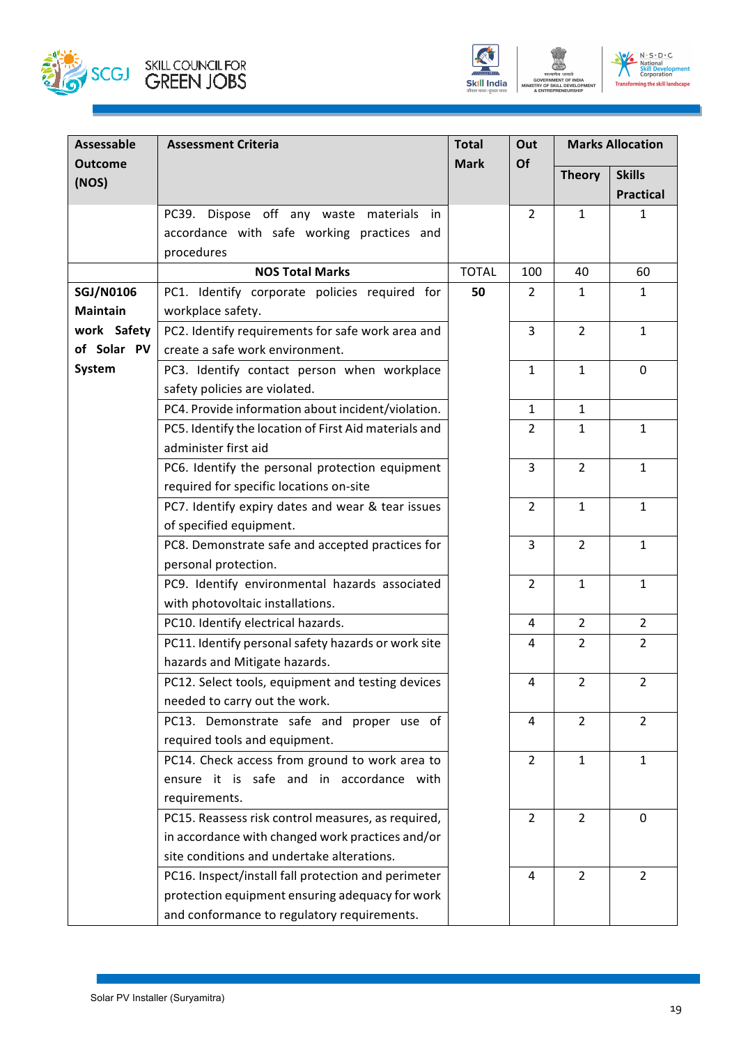| Assessable Outcome (NOS) | Assessment Criteria | Total Mark | Out Of | Marks Allocation | |
|---|---|---|---|---|---|
| | | | | Theory | Skills Practical |
| | PC39. Dispose off any waste materials in accordance with safe working practices and procedures | | 2 | 1 | 1 |
| | **NOS Total Marks** | TOTAL | 100 | 40 | 60 |
| **SGJ/N0106 Maintain work Safety of Solar PV System** | PC1. Identify corporate policies required for workplace safety. | **50** | 2 | 1 | 1 |
| | PC2. Identify requirements for safe work area and create a safe work environment. | | 3 | 2 | 1 |
| | PC3. Identify contact person when workplace safety policies are violated. | | 1 | 1 | 0 |
| | PC4. Provide information about incident/violation. | | 1 | 1 | |
| | PC5. Identify the location of First Aid materials and administer first aid | | 2 | 1 | 1 |
| | PC6. Identify the personal protection equipment required for specific locations on-site | | 3 | 2 | 1 |
| | PC7. Identify expiry dates and wear & tear issues of specified equipment. | | 2 | 1 | 1 |
| | PC8. Demonstrate safe and accepted practices for personal protection. | | 3 | 2 | 1 |
| | PC9. Identify environmental hazards associated with photovoltaic installations. | | 2 | 1 | 1 |
| | PC10. Identify electrical hazards. | | 4 | 2 | 2 |
| | PC11. Identify personal safety hazards or work site hazards and Mitigate hazards. | | 4 | 2 | 2 |
| | PC12. Select tools, equipment and testing devices needed to carry out the work. | | 4 | 2 | 2 |
| | PC13. Demonstrate safe and proper use of required tools and equipment. | | 4 | 2 | 2 |
| | PC14. Check access from ground to work area to ensure it is safe and in accordance with requirements. | | 2 | 1 | 1 |
| | PC15. Reassess risk control measures, as required, in accordance with changed work practices and/or site conditions and undertake alterations. | | 2 | 2 | 0 |
| | PC16. Inspect/install fall protection and perimeter protection equipment ensuring adequacy for work and conformance to regulatory requirements. | | 4 | 2 | 2 |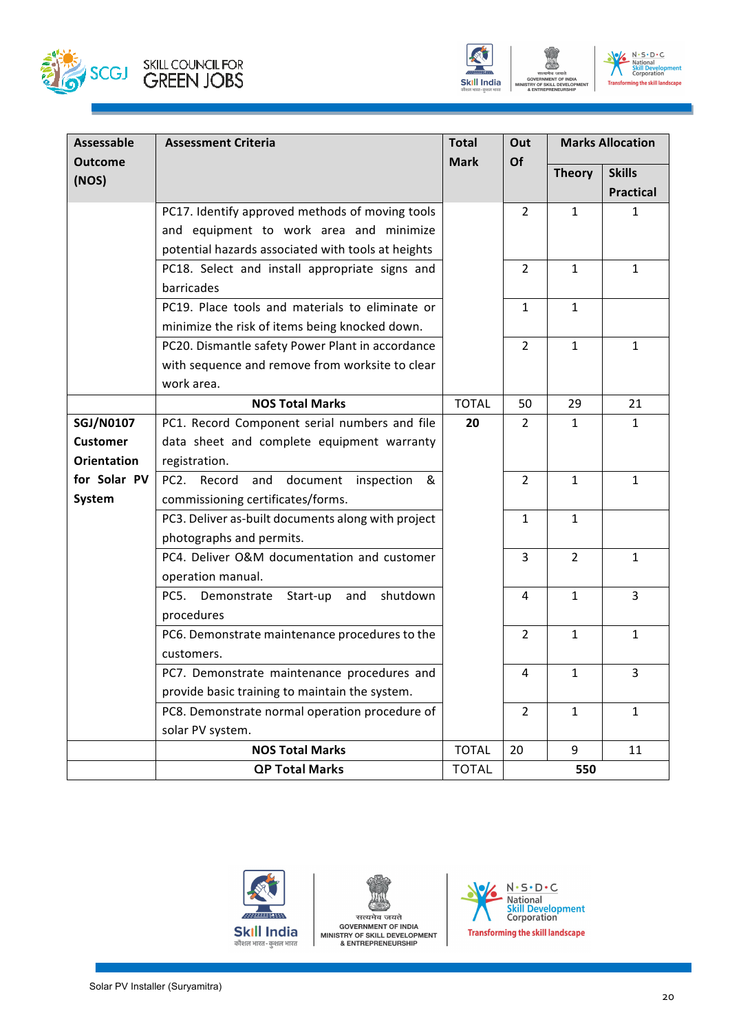| Assessable Outcome (NOS) | Assessment Criteria | Total Mark | Out Of | Marks Allocation | |
|---|---|---|---|---|---|
| | | | | Theory | Skills Practical |
| | PC17. Identify approved methods of moving tools and equipment to work area and minimize potential hazards associated with tools at heights | | 2 | 1 | 1 |
| | PC18. Select and install appropriate signs and barricades | | 2 | 1 | 1 |
| | PC19. Place tools and materials to eliminate or minimize the risk of items being knocked down. | | 1 | 1 | |
| | PC20. Dismantle safety Power Plant in accordance with sequence and remove from worksite to clear work area. | | 2 | 1 | 1 |
| | **NOS Total Marks** | TOTAL | 50 | 29 | 21 |
| **SGJ/N0107 Customer Orientation for Solar PV System** | PC1. Record Component serial numbers and file data sheet and complete equipment warranty registration. | **20** | 2 | 1 | 1 |
| | PC2. Record and document inspection & commissioning certificates/forms. | | 2 | 1 | 1 |
| | PC3. Deliver as-built documents along with project photographs and permits. | | 1 | 1 | |
| | PC4. Deliver O&M documentation and customer operation manual. | | 3 | 2 | 1 |
| | PC5. Demonstrate Start-up and shutdown procedures | | 4 | 1 | 3 |
| | PC6. Demonstrate maintenance procedures to the customers. | | 2 | 1 | 1 |
| | PC7. Demonstrate maintenance procedures and provide basic training to maintain the system. | | 4 | 1 | 3 |
| | PC8. Demonstrate normal operation procedure of solar PV system. | | 2 | 1 | 1 |
| | **NOS Total Marks** | TOTAL | 20 | 9 | 11 |
| | **QP Total Marks** | TOTAL | **550** | | |